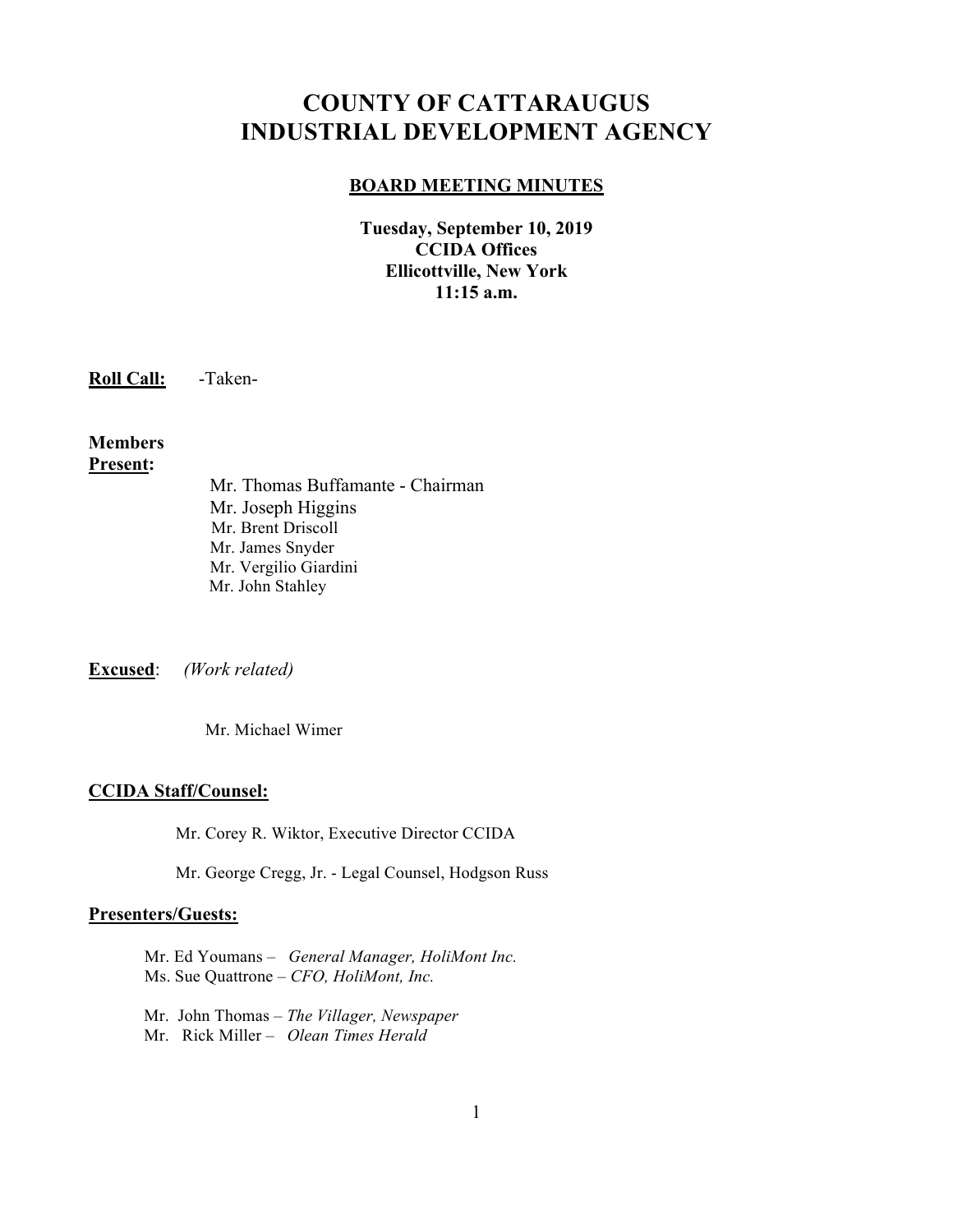# COUNTY OF CATTARAUGUS INDUSTRIAL DEVELOPMENT AGENCY

## BOARD MEETING MINUTES

**Tuesday, September 10, 2019**
**CCIDA Offices**
**Ellicottville, New York**
**11:15 a.m.**

**Roll Call:** -Taken-

**Members Present:**

Mr. Thomas Buffamante - Chairman
Mr. Joseph Higgins
Mr. Brent Driscoll
Mr. James Snyder
Mr. Vergilio Giardini
Mr. John Stahley

**Excused**: *(Work related)*

Mr. Michael Wimer

**CCIDA Staff/Counsel:**

Mr. Corey R. Wiktor, Executive Director CCIDA

Mr. George Cregg, Jr. - Legal Counsel, Hodgson Russ

**Presenters/Guests:**

Mr. Ed Youmans – *General Manager, HoliMont Inc.*
Ms. Sue Quattrone – *CFO, HoliMont, Inc.*

Mr. John Thomas – *The Villager, Newspaper*
Mr. Rick Miller – *Olean Times Herald*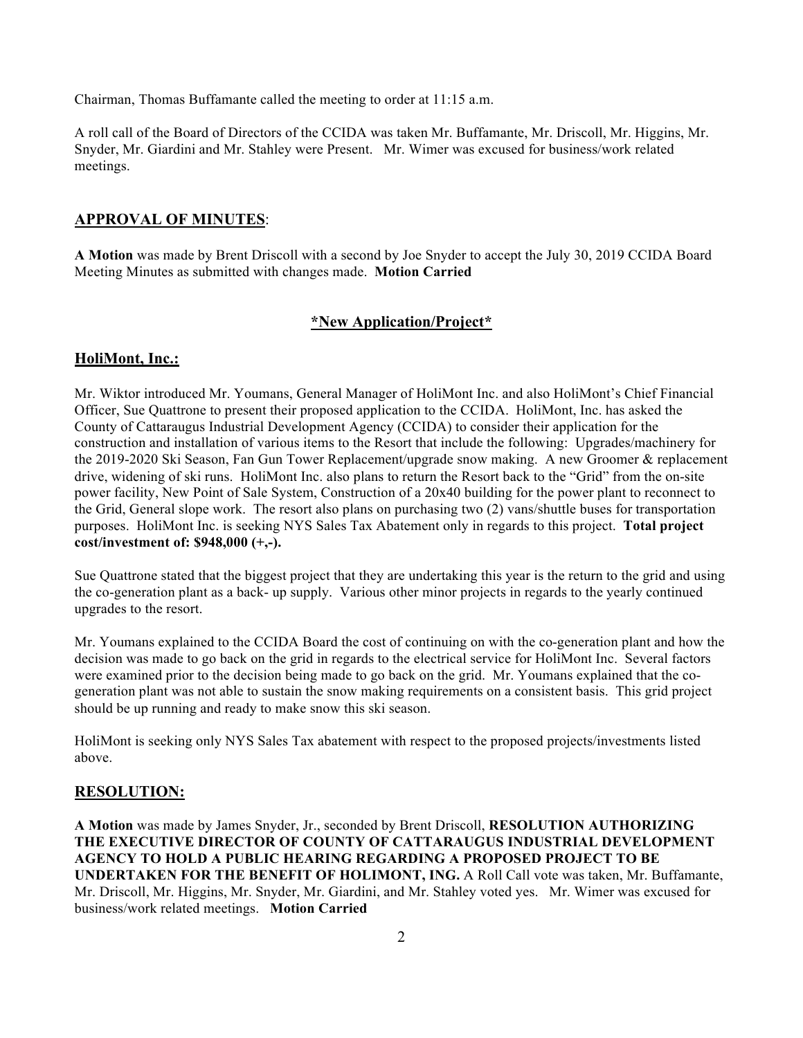Chairman, Thomas Buffamante called the meeting to order at 11:15 a.m.

A roll call of the Board of Directors of the CCIDA was taken Mr. Buffamante, Mr. Driscoll, Mr. Higgins, Mr. Snyder, Mr. Giardini and Mr. Stahley were Present. Mr. Wimer was excused for business/work related meetings.

## APPROVAL OF MINUTES:

**A Motion** was made by Brent Driscoll with a second by Joe Snyder to accept the July 30, 2019 CCIDA Board Meeting Minutes as submitted with changes made. **Motion Carried**

## *New Application/Project*

## HoliMont, Inc.:

Mr. Wiktor introduced Mr. Youmans, General Manager of HoliMont Inc. and also HoliMont's Chief Financial Officer, Sue Quattrone to present their proposed application to the CCIDA. HoliMont, Inc. has asked the County of Cattaraugus Industrial Development Agency (CCIDA) to consider their application for the construction and installation of various items to the Resort that include the following: Upgrades/machinery for the 2019-2020 Ski Season, Fan Gun Tower Replacement/upgrade snow making. A new Groomer & replacement drive, widening of ski runs. HoliMont Inc. also plans to return the Resort back to the "Grid" from the on-site power facility, New Point of Sale System, Construction of a 20x40 building for the power plant to reconnect to the Grid, General slope work. The resort also plans on purchasing two (2) vans/shuttle buses for transportation purposes. HoliMont Inc. is seeking NYS Sales Tax Abatement only in regards to this project. **Total project cost/investment of: $948,000 (+,-).**

Sue Quattrone stated that the biggest project that they are undertaking this year is the return to the grid and using the co-generation plant as a back- up supply. Various other minor projects in regards to the yearly continued upgrades to the resort.

Mr. Youmans explained to the CCIDA Board the cost of continuing on with the co-generation plant and how the decision was made to go back on the grid in regards to the electrical service for HoliMont Inc. Several factors were examined prior to the decision being made to go back on the grid. Mr. Youmans explained that the co-generation plant was not able to sustain the snow making requirements on a consistent basis. This grid project should be up running and ready to make snow this ski season.

HoliMont is seeking only NYS Sales Tax abatement with respect to the proposed projects/investments listed above.

## RESOLUTION:

**A Motion** was made by James Snyder, Jr., seconded by Brent Driscoll, **RESOLUTION AUTHORIZING THE EXECUTIVE DIRECTOR OF COUNTY OF CATTARAUGUS INDUSTRIAL DEVELOPMENT AGENCY TO HOLD A PUBLIC HEARING REGARDING A PROPOSED PROJECT TO BE UNDERTAKEN FOR THE BENEFIT OF HOLIMONT, ING.** A Roll Call vote was taken, Mr. Buffamante, Mr. Driscoll, Mr. Higgins, Mr. Snyder, Mr. Giardini, and Mr. Stahley voted yes. Mr. Wimer was excused for business/work related meetings. **Motion Carried**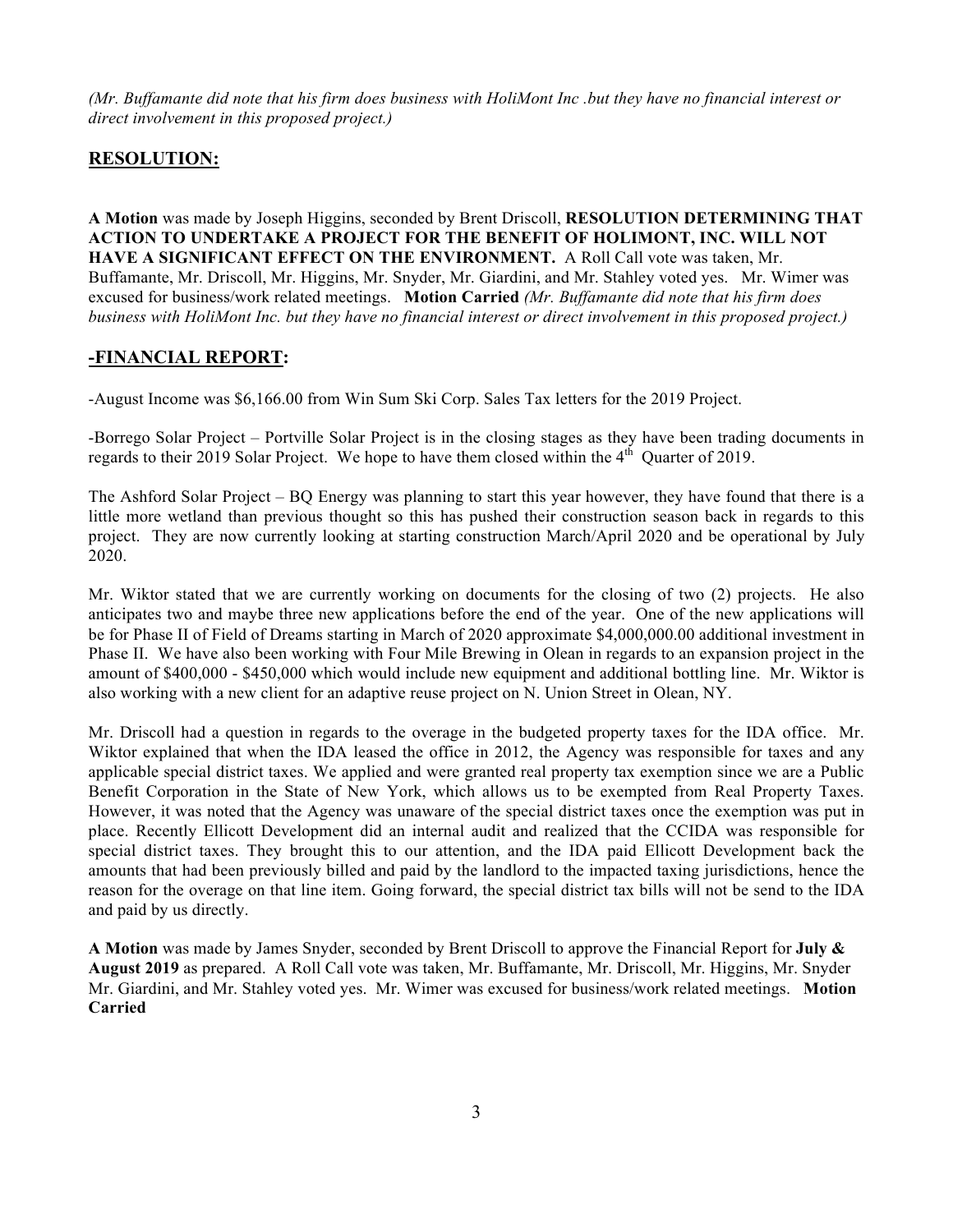*(Mr. Buffamante did note that his firm does business with HoliMont Inc .but they have no financial interest or direct involvement in this proposed project.)*

## RESOLUTION:

**A Motion** was made by Joseph Higgins, seconded by Brent Driscoll, **RESOLUTION DETERMINING THAT ACTION TO UNDERTAKE A PROJECT FOR THE BENEFIT OF HOLIMONT, INC. WILL NOT HAVE A SIGNIFICANT EFFECT ON THE ENVIRONMENT.** A Roll Call vote was taken, Mr. Buffamante, Mr. Driscoll, Mr. Higgins, Mr. Snyder, Mr. Giardini, and Mr. Stahley voted yes. Mr. Wimer was excused for business/work related meetings. **Motion Carried** *(Mr. Buffamante did note that his firm does business with HoliMont Inc. but they have no financial interest or direct involvement in this proposed project.)*

## -FINANCIAL REPORT:

-August Income was $6,166.00 from Win Sum Ski Corp. Sales Tax letters for the 2019 Project.

-Borrego Solar Project – Portville Solar Project is in the closing stages as they have been trading documents in regards to their 2019 Solar Project. We hope to have them closed within the 4th Quarter of 2019.

The Ashford Solar Project – BQ Energy was planning to start this year however, they have found that there is a little more wetland than previous thought so this has pushed their construction season back in regards to this project. They are now currently looking at starting construction March/April 2020 and be operational by July 2020.

Mr. Wiktor stated that we are currently working on documents for the closing of two (2) projects. He also anticipates two and maybe three new applications before the end of the year. One of the new applications will be for Phase II of Field of Dreams starting in March of 2020 approximate $4,000,000.00 additional investment in Phase II. We have also been working with Four Mile Brewing in Olean in regards to an expansion project in the amount of $400,000 - $450,000 which would include new equipment and additional bottling line. Mr. Wiktor is also working with a new client for an adaptive reuse project on N. Union Street in Olean, NY.

Mr. Driscoll had a question in regards to the overage in the budgeted property taxes for the IDA office. Mr. Wiktor explained that when the IDA leased the office in 2012, the Agency was responsible for taxes and any applicable special district taxes. We applied and were granted real property tax exemption since we are a Public Benefit Corporation in the State of New York, which allows us to be exempted from Real Property Taxes. However, it was noted that the Agency was unaware of the special district taxes once the exemption was put in place. Recently Ellicott Development did an internal audit and realized that the CCIDA was responsible for special district taxes. They brought this to our attention, and the IDA paid Ellicott Development back the amounts that had been previously billed and paid by the landlord to the impacted taxing jurisdictions, hence the reason for the overage on that line item. Going forward, the special district tax bills will not be send to the IDA and paid by us directly.

**A Motion** was made by James Snyder, seconded by Brent Driscoll to approve the Financial Report for **July & August 2019** as prepared. A Roll Call vote was taken, Mr. Buffamante, Mr. Driscoll, Mr. Higgins, Mr. Snyder Mr. Giardini, and Mr. Stahley voted yes. Mr. Wimer was excused for business/work related meetings. **Motion Carried**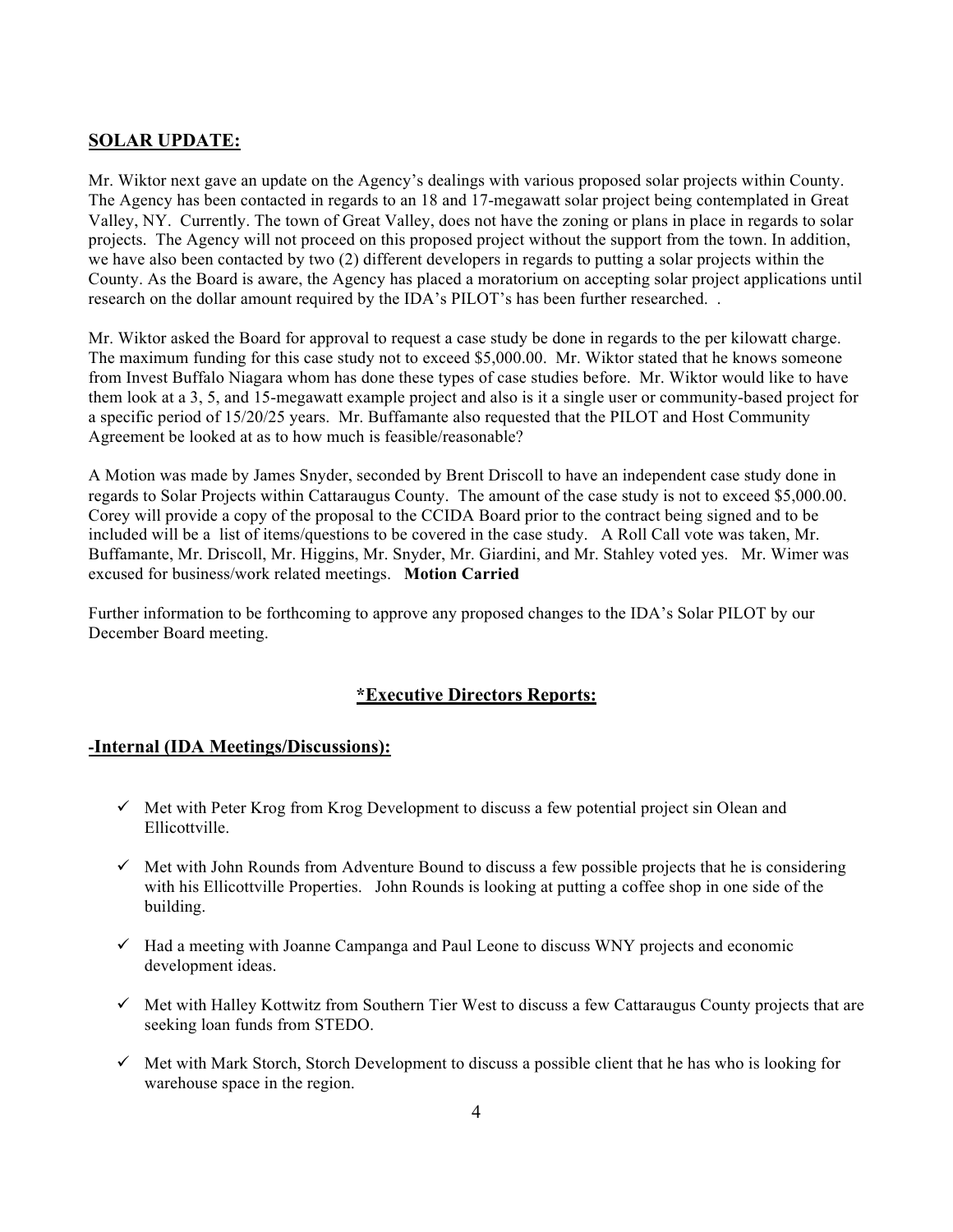## SOLAR UPDATE:

Mr. Wiktor next gave an update on the Agency's dealings with various proposed solar projects within County. The Agency has been contacted in regards to an 18 and 17-megawatt solar project being contemplated in Great Valley, NY. Currently. The town of Great Valley, does not have the zoning or plans in place in regards to solar projects. The Agency will not proceed on this proposed project without the support from the town. In addition, we have also been contacted by two (2) different developers in regards to putting a solar projects within the County. As the Board is aware, the Agency has placed a moratorium on accepting solar project applications until research on the dollar amount required by the IDA's PILOT's has been further researched. .

Mr. Wiktor asked the Board for approval to request a case study be done in regards to the per kilowatt charge. The maximum funding for this case study not to exceed $5,000.00. Mr. Wiktor stated that he knows someone from Invest Buffalo Niagara whom has done these types of case studies before. Mr. Wiktor would like to have them look at a 3, 5, and 15-megawatt example project and also is it a single user or community-based project for a specific period of 15/20/25 years. Mr. Buffamante also requested that the PILOT and Host Community Agreement be looked at as to how much is feasible/reasonable?

A Motion was made by James Snyder, seconded by Brent Driscoll to have an independent case study done in regards to Solar Projects within Cattaraugus County. The amount of the case study is not to exceed $5,000.00. Corey will provide a copy of the proposal to the CCIDA Board prior to the contract being signed and to be included will be a list of items/questions to be covered in the case study. A Roll Call vote was taken, Mr. Buffamante, Mr. Driscoll, Mr. Higgins, Mr. Snyder, Mr. Giardini, and Mr. Stahley voted yes. Mr. Wimer was excused for business/work related meetings. **Motion Carried**

Further information to be forthcoming to approve any proposed changes to the IDA's Solar PILOT by our December Board meeting.

## *Executive Directors Reports:

### -Internal (IDA Meetings/Discussions):

- ✓ Met with Peter Krog from Krog Development to discuss a few potential project sin Olean and Ellicottville.
- ✓ Met with John Rounds from Adventure Bound to discuss a few possible projects that he is considering with his Ellicottville Properties. John Rounds is looking at putting a coffee shop in one side of the building.
- ✓ Had a meeting with Joanne Campanga and Paul Leone to discuss WNY projects and economic development ideas.
- ✓ Met with Halley Kottwitz from Southern Tier West to discuss a few Cattaraugus County projects that are seeking loan funds from STEDO.
- ✓ Met with Mark Storch, Storch Development to discuss a possible client that he has who is looking for warehouse space in the region.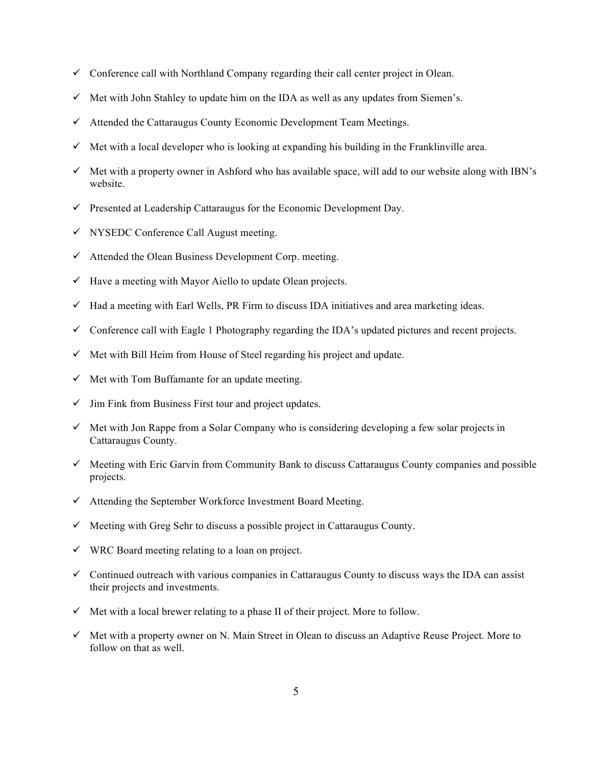- ✓ Conference call with Northland Company regarding their call center project in Olean.
- ✓ Met with John Stahley to update him on the IDA as well as any updates from Siemen's.
- ✓ Attended the Cattaraugus County Economic Development Team Meetings.
- ✓ Met with a local developer who is looking at expanding his building in the Franklinville area.
- ✓ Met with a property owner in Ashford who has available space, will add to our website along with IBN's website.
- ✓ Presented at Leadership Cattaraugus for the Economic Development Day.
- ✓ NYSEDC Conference Call August meeting.
- ✓ Attended the Olean Business Development Corp. meeting.
- ✓ Have a meeting with Mayor Aiello to update Olean projects.
- ✓ Had a meeting with Earl Wells, PR Firm to discuss IDA initiatives and area marketing ideas.
- ✓ Conference call with Eagle 1 Photography regarding the IDA's updated pictures and recent projects.
- ✓ Met with Bill Heim from House of Steel regarding his project and update.
- ✓ Met with Tom Buffamante for an update meeting.
- ✓ Jim Fink from Business First tour and project updates.
- ✓ Met with Jon Rappe from a Solar Company who is considering developing a few solar projects in Cattaraugus County.
- ✓ Meeting with Eric Garvin from Community Bank to discuss Cattaraugus County companies and possible projects.
- ✓ Attending the September Workforce Investment Board Meeting.
- ✓ Meeting with Greg Sehr to discuss a possible project in Cattaraugus County.
- ✓ WRC Board meeting relating to a loan on project.
- ✓ Continued outreach with various companies in Cattaraugus County to discuss ways the IDA can assist their projects and investments.
- ✓ Met with a local brewer relating to a phase II of their project. More to follow.
- ✓ Met with a property owner on N. Main Street in Olean to discuss an Adaptive Reuse Project. More to follow on that as well.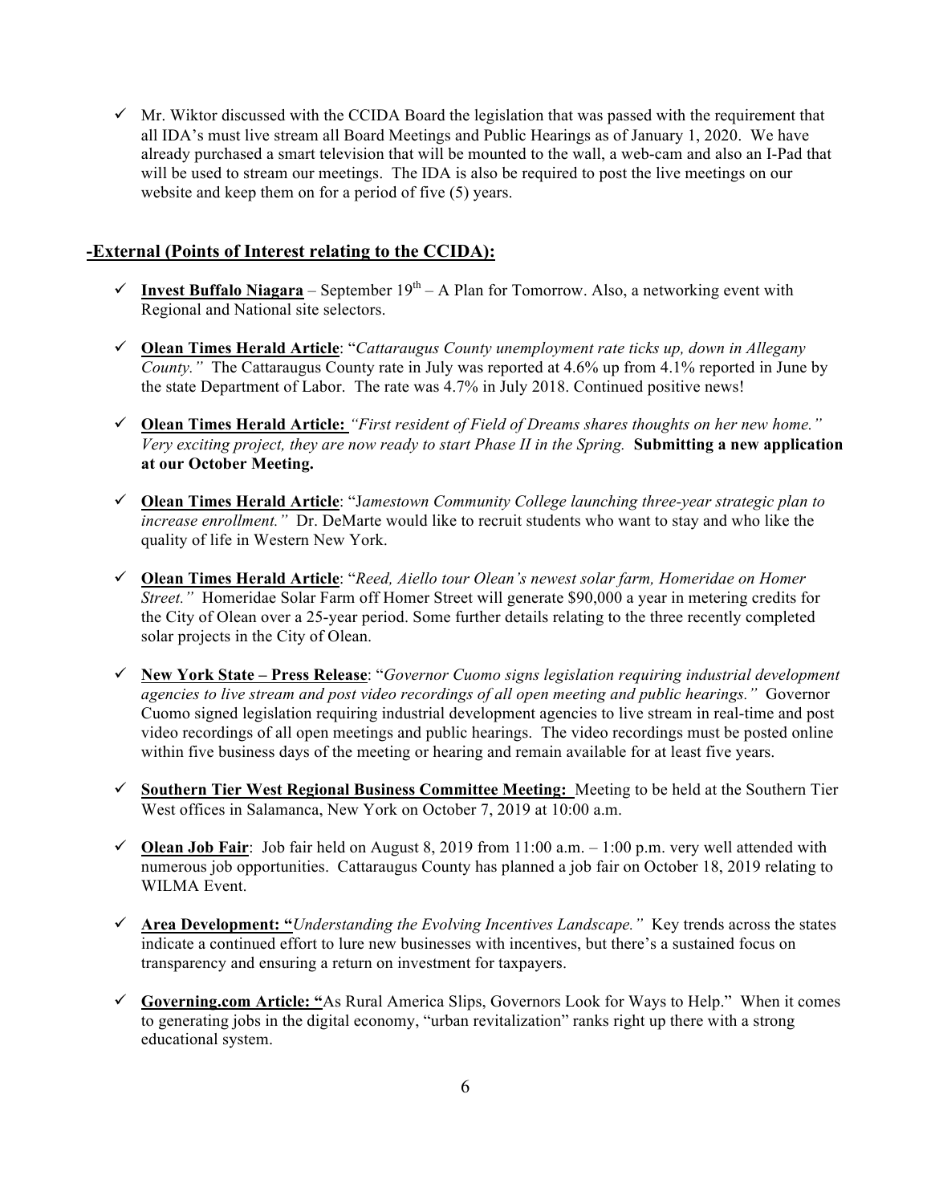- ✓ Mr. Wiktor discussed with the CCIDA Board the legislation that was passed with the requirement that all IDA's must live stream all Board Meetings and Public Hearings as of January 1, 2020. We have already purchased a smart television that will be mounted to the wall, a web-cam and also an I-Pad that will be used to stream our meetings. The IDA is also be required to post the live meetings on our website and keep them on for a period of five (5) years.

## -External (Points of Interest relating to the CCIDA):

- ✓ **Invest Buffalo Niagara** – September 19th – A Plan for Tomorrow. Also, a networking event with Regional and National site selectors.

- ✓ **Olean Times Herald Article**: "*Cattaraugus County unemployment rate ticks up, down in Allegany County.*" The Cattaraugus County rate in July was reported at 4.6% up from 4.1% reported in June by the state Department of Labor. The rate was 4.7% in July 2018. Continued positive news!

- ✓ **Olean Times Herald Article:** *"First resident of Field of Dreams shares thoughts on her new home." Very exciting project, they are now ready to start Phase II in the Spring.* **Submitting a new application at our October Meeting.**

- ✓ **Olean Times Herald Article**: "*Jamestown Community College launching three-year strategic plan to increase enrollment.*" Dr. DeMarte would like to recruit students who want to stay and who like the quality of life in Western New York.

- ✓ **Olean Times Herald Article**: "*Reed, Aiello tour Olean's newest solar farm, Homeridae on Homer Street.*" Homeridae Solar Farm off Homer Street will generate $90,000 a year in metering credits for the City of Olean over a 25-year period. Some further details relating to the three recently completed solar projects in the City of Olean.

- ✓ **New York State – Press Release**: "*Governor Cuomo signs legislation requiring industrial development agencies to live stream and post video recordings of all open meeting and public hearings.*" Governor Cuomo signed legislation requiring industrial development agencies to live stream in real-time and post video recordings of all open meetings and public hearings. The video recordings must be posted online within five business days of the meeting or hearing and remain available for at least five years.

- ✓ **Southern Tier West Regional Business Committee Meeting:** Meeting to be held at the Southern Tier West offices in Salamanca, New York on October 7, 2019 at 10:00 a.m.

- ✓ **Olean Job Fair**: Job fair held on August 8, 2019 from 11:00 a.m. – 1:00 p.m. very well attended with numerous job opportunities. Cattaraugus County has planned a job fair on October 18, 2019 relating to WILMA Event.

- ✓ **Area Development: "***Understanding the Evolving Incentives Landscape.*" Key trends across the states indicate a continued effort to lure new businesses with incentives, but there's a sustained focus on transparency and ensuring a return on investment for taxpayers.

- ✓ **Governing.com Article: "**As Rural America Slips, Governors Look for Ways to Help." When it comes to generating jobs in the digital economy, "urban revitalization" ranks right up there with a strong educational system.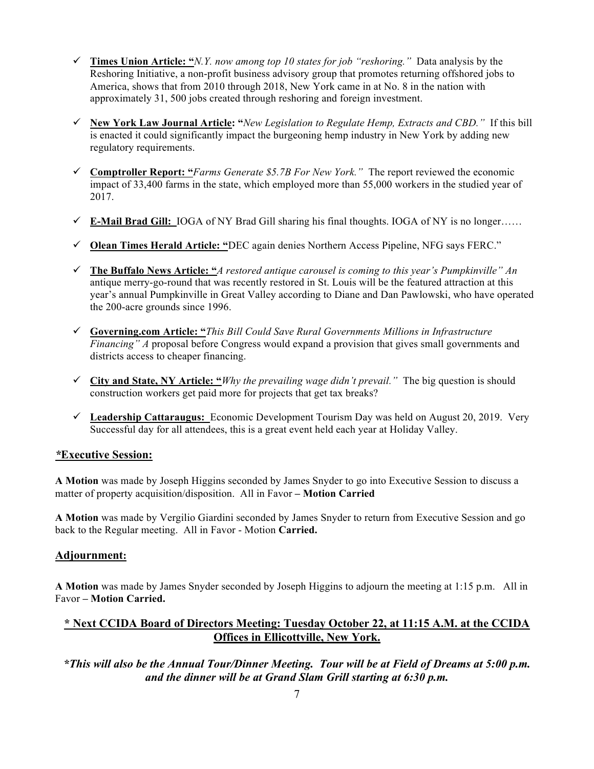- ✓ **Times Union Article: "***N.Y. now among top 10 states for job "reshoring."* Data analysis by the Reshoring Initiative, a non-profit business advisory group that promotes returning offshored jobs to America, shows that from 2010 through 2018, New York came in at No. 8 in the nation with approximately 31, 500 jobs created through reshoring and foreign investment.

- ✓ **New York Law Journal Article: "***New Legislation to Regulate Hemp, Extracts and CBD."* If this bill is enacted it could significantly impact the burgeoning hemp industry in New York by adding new regulatory requirements.

- ✓ **Comptroller Report: "***Farms Generate $5.7B For New York."* The report reviewed the economic impact of 33,400 farms in the state, which employed more than 55,000 workers in the studied year of 2017.

- ✓ **E-Mail Brad Gill:** IOGA of NY Brad Gill sharing his final thoughts. IOGA of NY is no longer……

- ✓ **Olean Times Herald Article: "**DEC again denies Northern Access Pipeline, NFG says FERC."

- ✓ **The Buffalo News Article: "***A restored antique carousel is coming to this year's Pumpkinville" An* antique merry-go-round that was recently restored in St. Louis will be the featured attraction at this year's annual Pumpkinville in Great Valley according to Diane and Dan Pawlowski, who have operated the 200-acre grounds since 1996.

- ✓ **Governing.com Article: "***This Bill Could Save Rural Governments Millions in Infrastructure Financing" A* proposal before Congress would expand a provision that gives small governments and districts access to cheaper financing.

- ✓ **City and State, NY Article: "***Why the prevailing wage didn't prevail."* The big question is should construction workers get paid more for projects that get tax breaks?

- ✓ **Leadership Cattaraugus:** Economic Development Tourism Day was held on August 20, 2019. Very Successful day for all attendees, this is a great event held each year at Holiday Valley.

## *Executive Session:

**A Motion** was made by Joseph Higgins seconded by James Snyder to go into Executive Session to discuss a matter of property acquisition/disposition. All in Favor **– Motion Carried**

**A Motion** was made by Vergilio Giardini seconded by James Snyder to return from Executive Session and go back to the Regular meeting. All in Favor - Motion **Carried.**

## Adjournment:

**A Motion** was made by James Snyder seconded by Joseph Higgins to adjourn the meeting at 1:15 p.m. All in Favor **– Motion Carried.**

### * Next CCIDA Board of Directors Meeting: Tuesday October 22, at 11:15 A.M. at the CCIDA Offices in Ellicottville, New York.

***This will also be the Annual Tour/Dinner Meeting. Tour will be at Field of Dreams at 5:00 p.m. and the dinner will be at Grand Slam Grill starting at 6:30 p.m.***